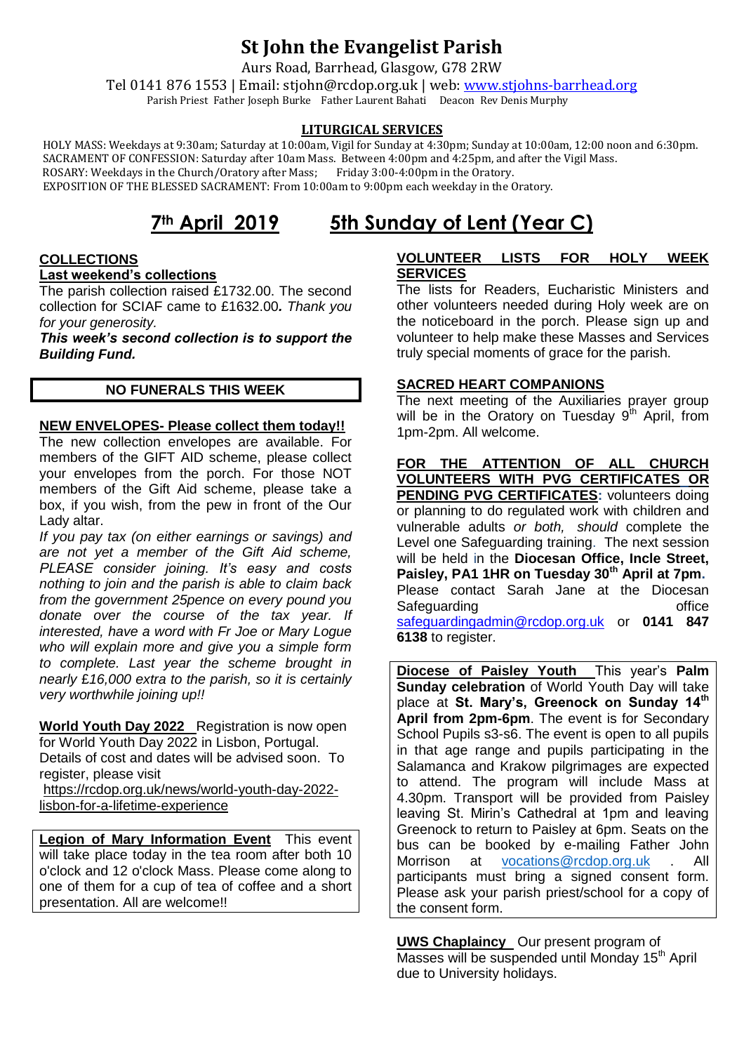# St John the Evangelist Parish

Aurs Road, Barrhead, Glasgow, G78 2RW

Tel 0141 876 1553 | Email: stjohn@rcdop.org.uk | web: www.stjohns-barrhead.org

Parish Priest Father Joseph Burke Father Laurent Bahati Deacon Rev Denis Murphy

**LITURGICAL SERVICES**

HOLY MASS: Weekdays at 9:30am; Saturday at 10:00am, Vigil for Sunday at 4:30pm; Sunday at 10:00am, 12:00 noon and 6:30pm.
SACRAMENT OF CONFESSION: Saturday after 10am Mass. Between 4:00pm and 4:25pm, and after the Vigil Mass.
ROSARY: Weekdays in the Church/Oratory after Mass; Friday 3:00-4:00pm in the Oratory.
EXPOSITION OF THE BLESSED SACRAMENT: From 10:00am to 9:00pm each weekday in the Oratory.

## 7th April 2019 5th Sunday of Lent (Year C)

### COLLECTIONS

**Last weekend's collections**

The parish collection raised £1732.00. The second collection for SCIAF came to £1632.00. *Thank you for your generosity.*

***This week's second collection is to support the Building Fund.***

**NO FUNERALS THIS WEEK**

### NEW ENVELOPES- Please collect them today!!

The new collection envelopes are available. For members of the GIFT AID scheme, please collect your envelopes from the porch. For those NOT members of the Gift Aid scheme, please take a box, if you wish, from the pew in front of the Our Lady altar.

*If you pay tax (on either earnings or savings) and are not yet a member of the Gift Aid scheme, PLEASE consider joining. It's easy and costs nothing to join and the parish is able to claim back from the government 25pence on every pound you donate over the course of the tax year. If interested, have a word with Fr Joe or Mary Logue who will explain more and give you a simple form to complete. Last year the scheme brought in nearly £16,000 extra to the parish, so it is certainly very worthwhile joining up!!*

**World Youth Day 2022** Registration is now open for World Youth Day 2022 in Lisbon, Portugal. Details of cost and dates will be advised soon. To register, please visit https://rcdop.org.uk/news/world-youth-day-2022-lisbon-for-a-lifetime-experience

**Legion of Mary Information Event** This event will take place today in the tea room after both 10 o'clock and 12 o'clock Mass. Please come along to one of them for a cup of tea of coffee and a short presentation. All are welcome!!

### VOLUNTEER LISTS FOR HOLY WEEK SERVICES

The lists for Readers, Eucharistic Ministers and other volunteers needed during Holy week are on the noticeboard in the porch. Please sign up and volunteer to help make these Masses and Services truly special moments of grace for the parish.

### SACRED HEART COMPANIONS

The next meeting of the Auxiliaries prayer group will be in the Oratory on Tuesday 9th April, from 1pm-2pm. All welcome.

**FOR THE ATTENTION OF ALL CHURCH VOLUNTEERS WITH PVG CERTIFICATES OR PENDING PVG CERTIFICATES:** volunteers doing or planning to do regulated work with children and vulnerable adults *or both, should* complete the Level one Safeguarding training. The next session will be held in the **Diocesan Office, Incle Street, Paisley, PA1 1HR on Tuesday 30th April at 7pm.** Please contact Sarah Jane at the Diocesan Safeguarding office safeguardingadmin@rcdop.org.uk or **0141 847 6138** to register.

**Diocese of Paisley Youth** This year's **Palm Sunday celebration** of World Youth Day will take place at **St. Mary's, Greenock on Sunday 14th April from 2pm-6pm**. The event is for Secondary School Pupils s3-s6. The event is open to all pupils in that age range and pupils participating in the Salamanca and Krakow pilgrimages are expected to attend. The program will include Mass at 4.30pm. Transport will be provided from Paisley leaving St. Mirin's Cathedral at 1pm and leaving Greenock to return to Paisley at 6pm. Seats on the bus can be booked by e-mailing Father John Morrison at vocations@rcdop.org.uk . All participants must bring a signed consent form. Please ask your parish priest/school for a copy of the consent form.

**UWS Chaplaincy** Our present program of Masses will be suspended until Monday 15th April due to University holidays.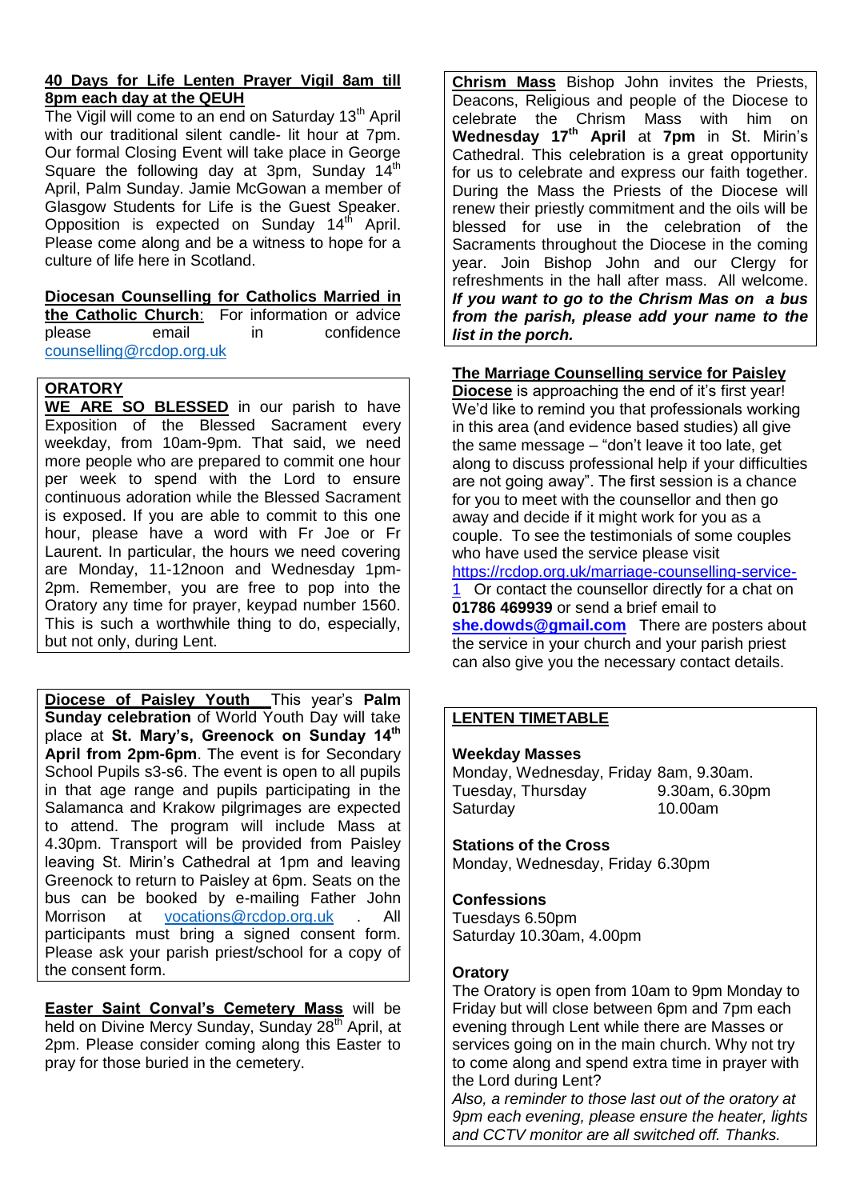**40 Days for Life Lenten Prayer Vigil 8am till 8pm each day at the QEUH**

The Vigil will come to an end on Saturday 13th April with our traditional silent candle- lit hour at 7pm. Our formal Closing Event will take place in George Square the following day at 3pm, Sunday 14th April, Palm Sunday. Jamie McGowan a member of Glasgow Students for Life is the Guest Speaker. Opposition is expected on Sunday 14th April. Please come along and be a witness to hope for a culture of life here in Scotland.

**Diocesan Counselling for Catholics Married in the Catholic Church**: For information or advice please email in confidence counselling@rcdop.org.uk

**ORATORY**

**WE ARE SO BLESSED** in our parish to have Exposition of the Blessed Sacrament every weekday, from 10am-9pm. That said, we need more people who are prepared to commit one hour per week to spend with the Lord to ensure continuous adoration while the Blessed Sacrament is exposed. If you are able to commit to this one hour, please have a word with Fr Joe or Fr Laurent. In particular, the hours we need covering are Monday, 11-12noon and Wednesday 1pm-2pm. Remember, you are free to pop into the Oratory any time for prayer, keypad number 1560. This is such a worthwhile thing to do, especially, but not only, during Lent.

**Diocese of Paisley Youth** This year's **Palm Sunday celebration** of World Youth Day will take place at **St. Mary's, Greenock on Sunday 14th April from 2pm-6pm**. The event is for Secondary School Pupils s3-s6. The event is open to all pupils in that age range and pupils participating in the Salamanca and Krakow pilgrimages are expected to attend. The program will include Mass at 4.30pm. Transport will be provided from Paisley leaving St. Mirin's Cathedral at 1pm and leaving Greenock to return to Paisley at 6pm. Seats on the bus can be booked by e-mailing Father John Morrison at vocations@rcdop.org.uk . All participants must bring a signed consent form. Please ask your parish priest/school for a copy of the consent form.

**Easter Saint Conval's Cemetery Mass** will be held on Divine Mercy Sunday, Sunday 28th April, at 2pm. Please consider coming along this Easter to pray for those buried in the cemetery.

**Chrism Mass** Bishop John invites the Priests, Deacons, Religious and people of the Diocese to celebrate the Chrism Mass with him on **Wednesday 17th April** at **7pm** in St. Mirin's Cathedral. This celebration is a great opportunity for us to celebrate and express our faith together. During the Mass the Priests of the Diocese will renew their priestly commitment and the oils will be blessed for use in the celebration of the Sacraments throughout the Diocese in the coming year. Join Bishop John and our Clergy for refreshments in the hall after mass. All welcome. ***If you want to go to the Chrism Mas on a bus from the parish, please add your name to the list in the porch.***

**The Marriage Counselling service for Paisley Diocese** is approaching the end of it's first year! We'd like to remind you that professionals working in this area (and evidence based studies) all give the same message – "don't leave it too late, get along to discuss professional help if your difficulties are not going away". The first session is a chance for you to meet with the counsellor and then go away and decide if it might work for you as a couple. To see the testimonials of some couples who have used the service please visit https://rcdop.org.uk/marriage-counselling-service-1 Or contact the counsellor directly for a chat on **01786 469939** or send a brief email to **she.dowds@gmail.com** There are posters about the service in your church and your parish priest can also give you the necessary contact details.

**LENTEN TIMETABLE**

**Weekday Masses**

| | |
|---|---|
| Monday, Wednesday, Friday | 8am, 9.30am. |
| Tuesday, Thursday | 9.30am, 6.30pm |
| Saturday | 10.00am |

**Stations of the Cross**

Monday, Wednesday, Friday 6.30pm

**Confessions**

Tuesdays 6.50pm
Saturday 10.30am, 4.00pm

**Oratory**

The Oratory is open from 10am to 9pm Monday to Friday but will close between 6pm and 7pm each evening through Lent while there are Masses or services going on in the main church. Why not try to come along and spend extra time in prayer with the Lord during Lent?

*Also, a reminder to those last out of the oratory at 9pm each evening, please ensure the heater, lights and CCTV monitor are all switched off. Thanks.*